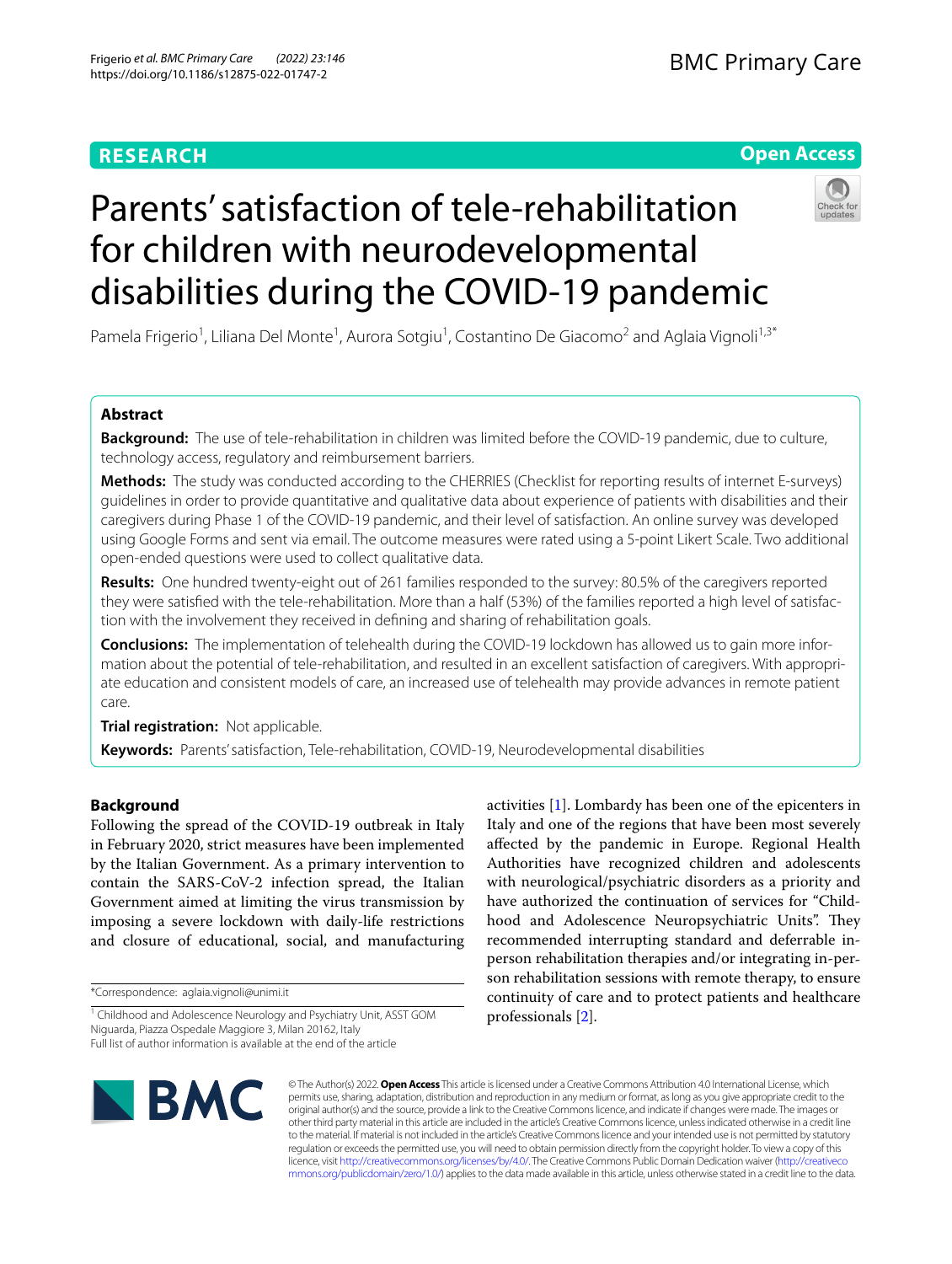**RESEARCH** **Open Access**

# Parents' satisfaction of tele-rehabilitation for children with neurodevelopmental disabilities during the COVID-19 pandemic

Pamela Frigerio[1], Liliana Del Monte[1], Aurora Sotgiu[1], Costantino De Giacomo[2] and Aglaia Vignoli[1,3*]

## Abstract

**Background:** The use of tele-rehabilitation in children was limited before the COVID-19 pandemic, due to culture, technology access, regulatory and reimbursement barriers.

**Methods:** The study was conducted according to the CHERRIES (Checklist for reporting results of internet E-surveys) guidelines in order to provide quantitative and qualitative data about experience of patients with disabilities and their caregivers during Phase 1 of the COVID-19 pandemic, and their level of satisfaction. An online survey was developed using Google Forms and sent via email. The outcome measures were rated using a 5-point Likert Scale. Two additional open-ended questions were used to collect qualitative data.

**Results:** One hundred twenty-eight out of 261 families responded to the survey: 80.5% of the caregivers reported they were satisfied with the tele-rehabilitation. More than a half (53%) of the families reported a high level of satisfaction with the involvement they received in defining and sharing of rehabilitation goals.

**Conclusions:** The implementation of telehealth during the COVID-19 lockdown has allowed us to gain more information about the potential of tele-rehabilitation, and resulted in an excellent satisfaction of caregivers. With appropriate education and consistent models of care, an increased use of telehealth may provide advances in remote patient care.

**Trial registration:** Not applicable.

**Keywords:** Parents' satisfaction, Tele-rehabilitation, COVID-19, Neurodevelopmental disabilities

## Background

Following the spread of the COVID-19 outbreak in Italy in February 2020, strict measures have been implemented by the Italian Government. As a primary intervention to contain the SARS-CoV-2 infection spread, the Italian Government aimed at limiting the virus transmission by imposing a severe lockdown with daily-life restrictions and closure of educational, social, and manufacturing activities [1]. Lombardy has been one of the epicenters in Italy and one of the regions that have been most severely affected by the pandemic in Europe. Regional Health Authorities have recognized children and adolescents with neurological/psychiatric disorders as a priority and have authorized the continuation of services for "Childhood and Adolescence Neuropsychiatric Units". They recommended interrupting standard and deferrable in-person rehabilitation therapies and/or integrating in-person rehabilitation sessions with remote therapy, to ensure continuity of care and to protect patients and healthcare professionals [2].

*Correspondence: aglaia.vignoli@unimi.it

[1] Childhood and Adolescence Neurology and Psychiatry Unit, ASST GOM Niguarda, Piazza Ospedale Maggiore 3, Milan 20162, Italy

Full list of author information is available at the end of the article

© The Author(s) 2022. **Open Access** This article is licensed under a Creative Commons Attribution 4.0 International License, which permits use, sharing, adaptation, distribution and reproduction in any medium or format, as long as you give appropriate credit to the original author(s) and the source, provide a link to the Creative Commons licence, and indicate if changes were made. The images or other third party material in this article are included in the article's Creative Commons licence, unless indicated otherwise in a credit line to the material. If material is not included in the article's Creative Commons licence and your intended use is not permitted by statutory regulation or exceeds the permitted use, you will need to obtain permission directly from the copyright holder. To view a copy of this licence, visit http://creativecommons.org/licenses/by/4.0/. The Creative Commons Public Domain Dedication waiver (http://creativecommons.org/publicdomain/zero/1.0/) applies to the data made available in this article, unless otherwise stated in a credit line to the data.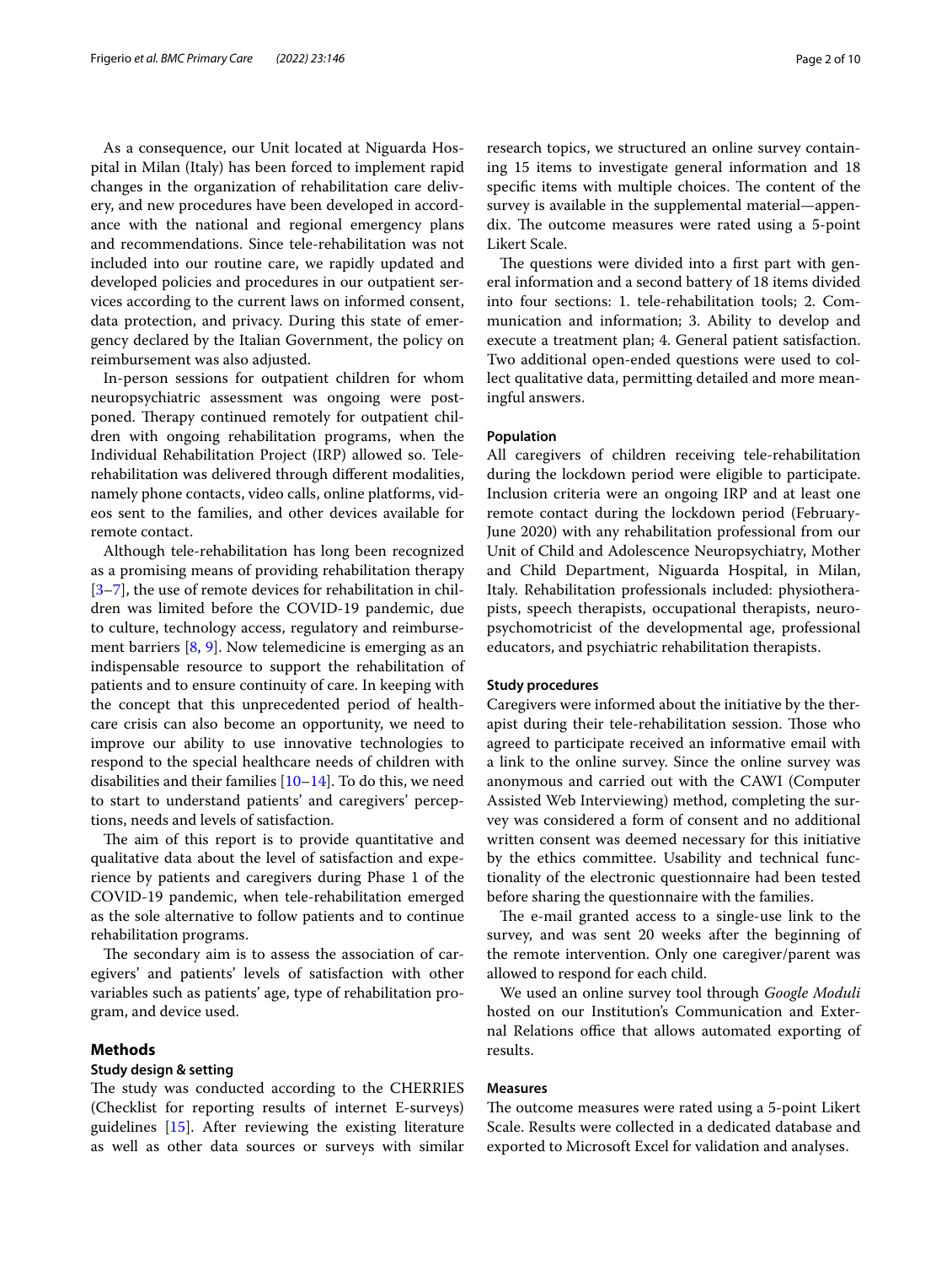As a consequence, our Unit located at Niguarda Hospital in Milan (Italy) has been forced to implement rapid changes in the organization of rehabilitation care delivery, and new procedures have been developed in accordance with the national and regional emergency plans and recommendations. Since tele-rehabilitation was not included into our routine care, we rapidly updated and developed policies and procedures in our outpatient services according to the current laws on informed consent, data protection, and privacy. During this state of emergency declared by the Italian Government, the policy on reimbursement was also adjusted.

In-person sessions for outpatient children for whom neuropsychiatric assessment was ongoing were postponed. Therapy continued remotely for outpatient children with ongoing rehabilitation programs, when the Individual Rehabilitation Project (IRP) allowed so. Tele-rehabilitation was delivered through different modalities, namely phone contacts, video calls, online platforms, videos sent to the families, and other devices available for remote contact.

Although tele-rehabilitation has long been recognized as a promising means of providing rehabilitation therapy [3–7], the use of remote devices for rehabilitation in children was limited before the COVID-19 pandemic, due to culture, technology access, regulatory and reimbursement barriers [8, 9]. Now telemedicine is emerging as an indispensable resource to support the rehabilitation of patients and to ensure continuity of care. In keeping with the concept that this unprecedented period of healthcare crisis can also become an opportunity, we need to improve our ability to use innovative technologies to respond to the special healthcare needs of children with disabilities and their families [10–14]. To do this, we need to start to understand patients' and caregivers' perceptions, needs and levels of satisfaction.

The aim of this report is to provide quantitative and qualitative data about the level of satisfaction and experience by patients and caregivers during Phase 1 of the COVID-19 pandemic, when tele-rehabilitation emerged as the sole alternative to follow patients and to continue rehabilitation programs.

The secondary aim is to assess the association of caregivers' and patients' levels of satisfaction with other variables such as patients' age, type of rehabilitation program, and device used.

## Methods

### Study design & setting

The study was conducted according to the CHERRIES (Checklist for reporting results of internet E-surveys) guidelines [15]. After reviewing the existing literature as well as other data sources or surveys with similar research topics, we structured an online survey containing 15 items to investigate general information and 18 specific items with multiple choices. The content of the survey is available in the supplemental material—appendix. The outcome measures were rated using a 5-point Likert Scale.

The questions were divided into a first part with general information and a second battery of 18 items divided into four sections: 1. tele-rehabilitation tools; 2. Communication and information; 3. Ability to develop and execute a treatment plan; 4. General patient satisfaction. Two additional open-ended questions were used to collect qualitative data, permitting detailed and more meaningful answers.

### Population

All caregivers of children receiving tele-rehabilitation during the lockdown period were eligible to participate. Inclusion criteria were an ongoing IRP and at least one remote contact during the lockdown period (February-June 2020) with any rehabilitation professional from our Unit of Child and Adolescence Neuropsychiatry, Mother and Child Department, Niguarda Hospital, in Milan, Italy. Rehabilitation professionals included: physiotherapists, speech therapists, occupational therapists, neuropsychomotricist of the developmental age, professional educators, and psychiatric rehabilitation therapists.

### Study procedures

Caregivers were informed about the initiative by the therapist during their tele-rehabilitation session. Those who agreed to participate received an informative email with a link to the online survey. Since the online survey was anonymous and carried out with the CAWI (Computer Assisted Web Interviewing) method, completing the survey was considered a form of consent and no additional written consent was deemed necessary for this initiative by the ethics committee. Usability and technical functionality of the electronic questionnaire had been tested before sharing the questionnaire with the families.

The e-mail granted access to a single-use link to the survey, and was sent 20 weeks after the beginning of the remote intervention. Only one caregiver/parent was allowed to respond for each child.

We used an online survey tool through *Google Moduli* hosted on our Institution's Communication and External Relations office that allows automated exporting of results.

### Measures

The outcome measures were rated using a 5-point Likert Scale. Results were collected in a dedicated database and exported to Microsoft Excel for validation and analyses.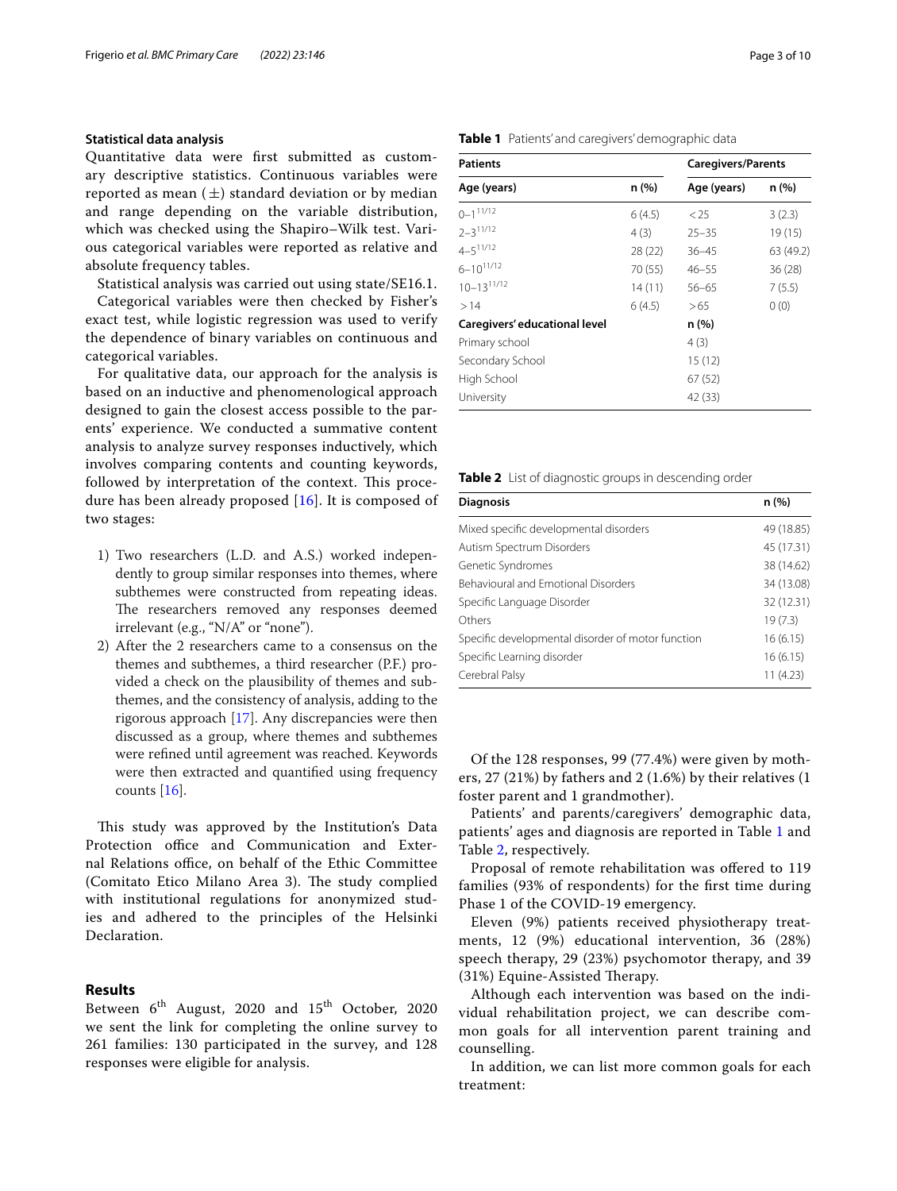### Statistical data analysis

Quantitative data were first submitted as customary descriptive statistics. Continuous variables were reported as mean ($\pm$) standard deviation or by median and range depending on the variable distribution, which was checked using the Shapiro–Wilk test. Various categorical variables were reported as relative and absolute frequency tables.

Statistical analysis was carried out using state/SE16.1.

Categorical variables were then checked by Fisher's exact test, while logistic regression was used to verify the dependence of binary variables on continuous and categorical variables.

For qualitative data, our approach for the analysis is based on an inductive and phenomenological approach designed to gain the closest access possible to the parents' experience. We conducted a summative content analysis to analyze survey responses inductively, which involves comparing contents and counting keywords, followed by interpretation of the context. This procedure has been already proposed [16]. It is composed of two stages:

1) Two researchers (L.D. and A.S.) worked independently to group similar responses into themes, where subthemes were constructed from repeating ideas. The researchers removed any responses deemed irrelevant (e.g., "N/A" or "none").
2) After the 2 researchers came to a consensus on the themes and subthemes, a third researcher (P.F.) provided a check on the plausibility of themes and subthemes, and the consistency of analysis, adding to the rigorous approach [17]. Any discrepancies were then discussed as a group, where themes and subthemes were refined until agreement was reached. Keywords were then extracted and quantified using frequency counts [16].

This study was approved by the Institution's Data Protection office and Communication and External Relations office, on behalf of the Ethic Committee (Comitato Etico Milano Area 3). The study complied with institutional regulations for anonymized studies and adhered to the principles of the Helsinki Declaration.

## Results

Between 6th August, 2020 and 15th October, 2020 we sent the link for completing the online survey to 261 families: 130 participated in the survey, and 128 responses were eligible for analysis.

**Table 1** Patients' and caregivers' demographic data

| Patients | | Caregivers/Parents | |
|---|---|---|---|
| Age (years) | n (%) | Age (years) | n (%) |
| 0–1 11/12 | 6 (4.5) | < 25 | 3 (2.3) |
| 2–3 11/12 | 4 (3) | 25–35 | 19 (15) |
| 4–5 11/12 | 28 (22) | 36–45 | 63 (49.2) |
| 6–10 11/12 | 70 (55) | 46–55 | 36 (28) |
| 10–13 11/12 | 14 (11) | 56–65 | 7 (5.5) |
| > 14 | 6 (4.5) | > 65 | 0 (0) |
| **Caregivers' educational level** | | n (%) | |
| Primary school | | 4 (3) | |
| Secondary School | | 15 (12) | |
| High School | | 67 (52) | |
| University | | 42 (33) | |

**Table 2** List of diagnostic groups in descending order

| Diagnosis | n (%) |
|---|---|
| Mixed specific developmental disorders | 49 (18.85) |
| Autism Spectrum Disorders | 45 (17.31) |
| Genetic Syndromes | 38 (14.62) |
| Behavioural and Emotional Disorders | 34 (13.08) |
| Specific Language Disorder | 32 (12.31) |
| Others | 19 (7.3) |
| Specific developmental disorder of motor function | 16 (6.15) |
| Specific Learning disorder | 16 (6.15) |
| Cerebral Palsy | 11 (4.23) |

Of the 128 responses, 99 (77.4%) were given by mothers, 27 (21%) by fathers and 2 (1.6%) by their relatives (1 foster parent and 1 grandmother).

Patients' and parents/caregivers' demographic data, patients' ages and diagnosis are reported in Table 1 and Table 2, respectively.

Proposal of remote rehabilitation was offered to 119 families (93% of respondents) for the first time during Phase 1 of the COVID-19 emergency.

Eleven (9%) patients received physiotherapy treatments, 12 (9%) educational intervention, 36 (28%) speech therapy, 29 (23%) psychomotor therapy, and 39 (31%) Equine-Assisted Therapy.

Although each intervention was based on the individual rehabilitation project, we can describe common goals for all intervention parent training and counselling.

In addition, we can list more common goals for each treatment: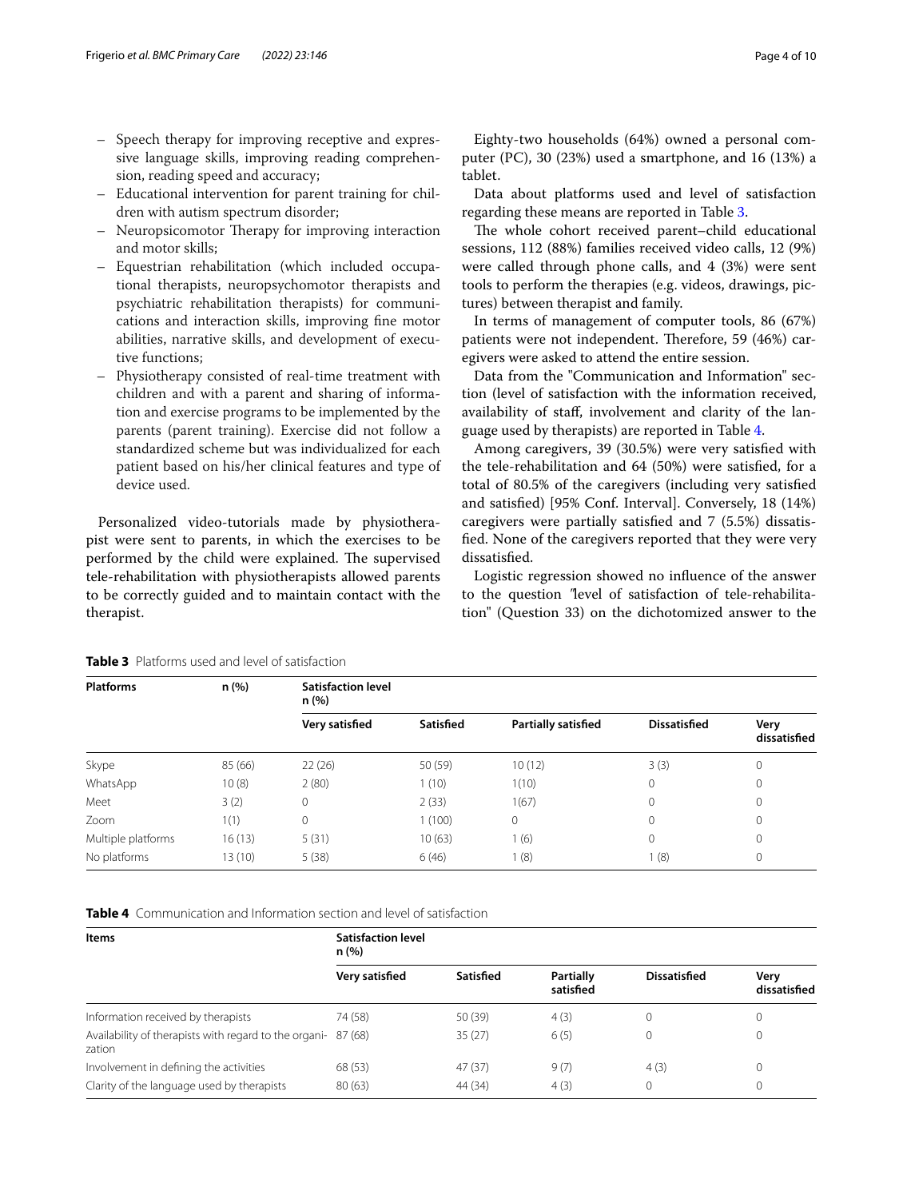- Speech therapy for improving receptive and expressive language skills, improving reading comprehension, reading speed and accuracy;
- Educational intervention for parent training for children with autism spectrum disorder;
- Neuropsicomotor Therapy for improving interaction and motor skills;
- Equestrian rehabilitation (which included occupational therapists, neuropsychomotor therapists and psychiatric rehabilitation therapists) for communications and interaction skills, improving fine motor abilities, narrative skills, and development of executive functions;
- Physiotherapy consisted of real-time treatment with children and with a parent and sharing of information and exercise programs to be implemented by the parents (parent training). Exercise did not follow a standardized scheme but was individualized for each patient based on his/her clinical features and type of device used.

Personalized video-tutorials made by physiotherapist were sent to parents, in which the exercises to be performed by the child were explained. The supervised tele-rehabilitation with physiotherapists allowed parents to be correctly guided and to maintain contact with the therapist.

Eighty-two households (64%) owned a personal computer (PC), 30 (23%) used a smartphone, and 16 (13%) a tablet.

Data about platforms used and level of satisfaction regarding these means are reported in Table 3.

The whole cohort received parent–child educational sessions, 112 (88%) families received video calls, 12 (9%) were called through phone calls, and 4 (3%) were sent tools to perform the therapies (e.g. videos, drawings, pictures) between therapist and family.

In terms of management of computer tools, 86 (67%) patients were not independent. Therefore, 59 (46%) caregivers were asked to attend the entire session.

Data from the "Communication and Information" section (level of satisfaction with the information received, availability of staff, involvement and clarity of the language used by therapists) are reported in Table 4.

Among caregivers, 39 (30.5%) were very satisfied with the tele-rehabilitation and 64 (50%) were satisfied, for a total of 80.5% of the caregivers (including very satisfied and satisfied) [95% Conf. Interval]. Conversely, 18 (14%) caregivers were partially satisfied and 7 (5.5%) dissatisfied. None of the caregivers reported that they were very dissatisfied.

Logistic regression showed no influence of the answer to the question "level of satisfaction of tele-rehabilitation" (Question 33) on the dichotomized answer to the

**Table 3** Platforms used and level of satisfaction

| Platforms | n (%) | Satisfaction level n (%) | | | | |
|---|---|---|---|---|---|---|
| | | Very satisfied | Satisfied | Partially satisfied | Dissatisfied | Very dissatisfied |
| Skype | 85 (66) | 22 (26) | 50 (59) | 10 (12) | 3 (3) | 0 |
| WhatsApp | 10 (8) | 2 (80) | 1 (10) | 1(10) | 0 | 0 |
| Meet | 3 (2) | 0 | 2 (33) | 1(67) | 0 | 0 |
| Zoom | 1(1) | 0 | 1 (100) | 0 | 0 | 0 |
| Multiple platforms | 16 (13) | 5 (31) | 10 (63) | 1 (6) | 0 | 0 |
| No platforms | 13 (10) | 5 (38) | 6 (46) | 1 (8) | 1 (8) | 0 |

**Table 4** Communication and Information section and level of satisfaction

| Items | Satisfaction level n (%) | | | | |
|---|---|---|---|---|---|
| | Very satisfied | Satisfied | Partially satisfied | Dissatisfied | Very dissatisfied |
| Information received by therapists | 74 (58) | 50 (39) | 4 (3) | 0 | 0 |
| Availability of therapists with regard to the organization | 87 (68) | 35 (27) | 6 (5) | 0 | 0 |
| Involvement in defining the activities | 68 (53) | 47 (37) | 9 (7) | 4 (3) | 0 |
| Clarity of the language used by therapists | 80 (63) | 44 (34) | 4 (3) | 0 | 0 |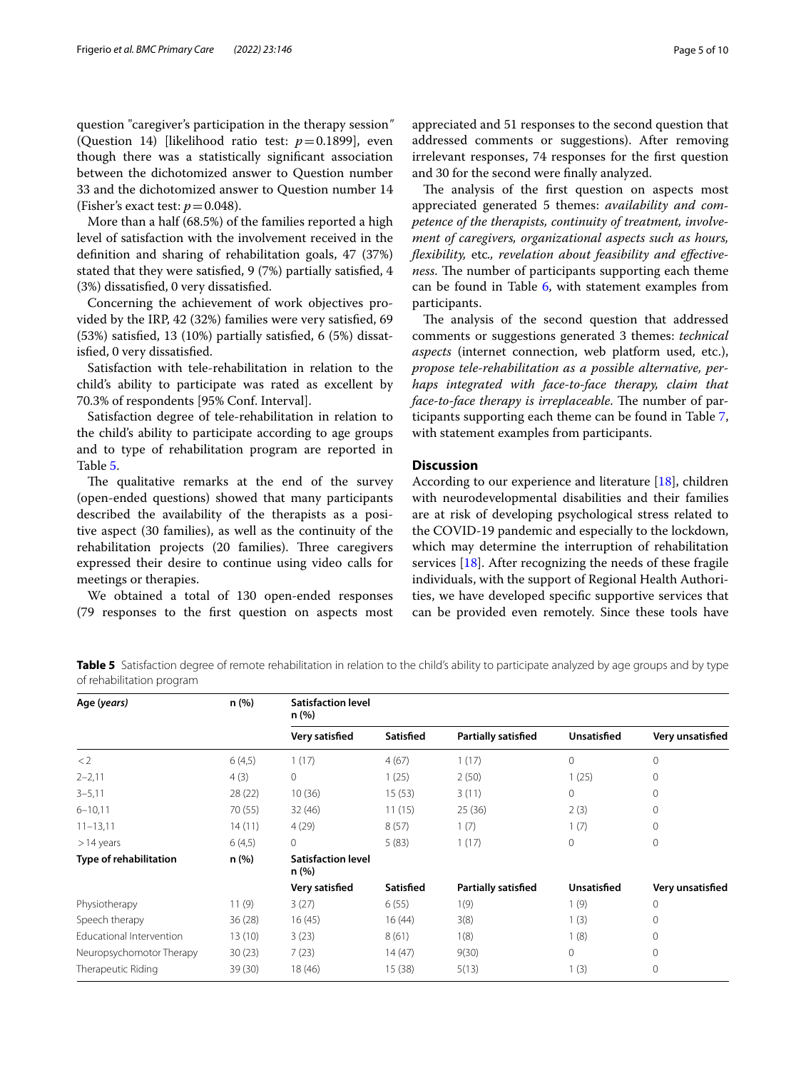question "caregiver's participation in the therapy session" (Question 14) [likelihood ratio test: $p = 0.1899$], even though there was a statistically significant association between the dichotomized answer to Question number 33 and the dichotomized answer to Question number 14 (Fisher's exact test: $p = 0.048$).

More than a half (68.5%) of the families reported a high level of satisfaction with the involvement received in the definition and sharing of rehabilitation goals, 47 (37%) stated that they were satisfied, 9 (7%) partially satisfied, 4 (3%) dissatisfied, 0 very dissatisfied.

Concerning the achievement of work objectives provided by the IRP, 42 (32%) families were very satisfied, 69 (53%) satisfied, 13 (10%) partially satisfied, 6 (5%) dissatisfied, 0 very dissatisfied.

Satisfaction with tele-rehabilitation in relation to the child's ability to participate was rated as excellent by 70.3% of respondents [95% Conf. Interval].

Satisfaction degree of tele-rehabilitation in relation to the child's ability to participate according to age groups and to type of rehabilitation program are reported in Table 5.

The qualitative remarks at the end of the survey (open-ended questions) showed that many participants described the availability of the therapists as a positive aspect (30 families), as well as the continuity of the rehabilitation projects (20 families). Three caregivers expressed their desire to continue using video calls for meetings or therapies.

We obtained a total of 130 open-ended responses (79 responses to the first question on aspects most appreciated and 51 responses to the second question that addressed comments or suggestions). After removing irrelevant responses, 74 responses for the first question and 30 for the second were finally analyzed.

The analysis of the first question on aspects most appreciated generated 5 themes: *availability and competence of the therapists, continuity of treatment, involvement of caregivers, organizational aspects such as hours, flexibility,* etc., *revelation about feasibility and effectiveness.* The number of participants supporting each theme can be found in Table 6, with statement examples from participants.

The analysis of the second question that addressed comments or suggestions generated 3 themes: *technical aspects* (internet connection, web platform used, etc.), *propose tele-rehabilitation as a possible alternative, perhaps integrated with face-to-face therapy, claim that face-to-face therapy is irreplaceable.* The number of participants supporting each theme can be found in Table 7, with statement examples from participants.

## Discussion

According to our experience and literature [18], children with neurodevelopmental disabilities and their families are at risk of developing psychological stress related to the COVID-19 pandemic and especially to the lockdown, which may determine the interruption of rehabilitation services [18]. After recognizing the needs of these fragile individuals, with the support of Regional Health Authorities, we have developed specific supportive services that can be provided even remotely. Since these tools have

**Table 5** Satisfaction degree of remote rehabilitation in relation to the child's ability to participate analyzed by age groups and by type of rehabilitation program

| **Age (*years*)** | **n (%)** | **Satisfaction level n (%)** | | | | |
|---|---|---|---|---|---|---|
| | | **Very satisfied** | **Satisfied** | **Partially satisfied** | **Unsatisfied** | **Very unsatisfied** |
| < 2 | 6 (4,5) | 1 (17) | 4 (67) | 1 (17) | 0 | 0 |
| 2–2,11 | 4 (3) | 0 | 1 (25) | 2 (50) | 1 (25) | 0 |
| 3–5,11 | 28 (22) | 10 (36) | 15 (53) | 3 (11) | 0 | 0 |
| 6–10,11 | 70 (55) | 32 (46) | 11 (15) | 25 (36) | 2 (3) | 0 |
| 11–13,11 | 14 (11) | 4 (29) | 8 (57) | 1 (7) | 1 (7) | 0 |
| > 14 years | 6 (4,5) | 0 | 5 (83) | 1 (17) | 0 | 0 |
| **Type of rehabilitation** | **n (%)** | **Satisfaction level n (%)** | | | | |
| | | **Very satisfied** | **Satisfied** | **Partially satisfied** | **Unsatisfied** | **Very unsatisfied** |
| Physiotherapy | 11 (9) | 3 (27) | 6 (55) | 1(9) | 1 (9) | 0 |
| Speech therapy | 36 (28) | 16 (45) | 16 (44) | 3(8) | 1 (3) | 0 |
| Educational Intervention | 13 (10) | 3 (23) | 8 (61) | 1(8) | 1 (8) | 0 |
| Neuropsychomotor Therapy | 30 (23) | 7 (23) | 14 (47) | 9(30) | 0 | 0 |
| Therapeutic Riding | 39 (30) | 18 (46) | 15 (38) | 5(13) | 1 (3) | 0 |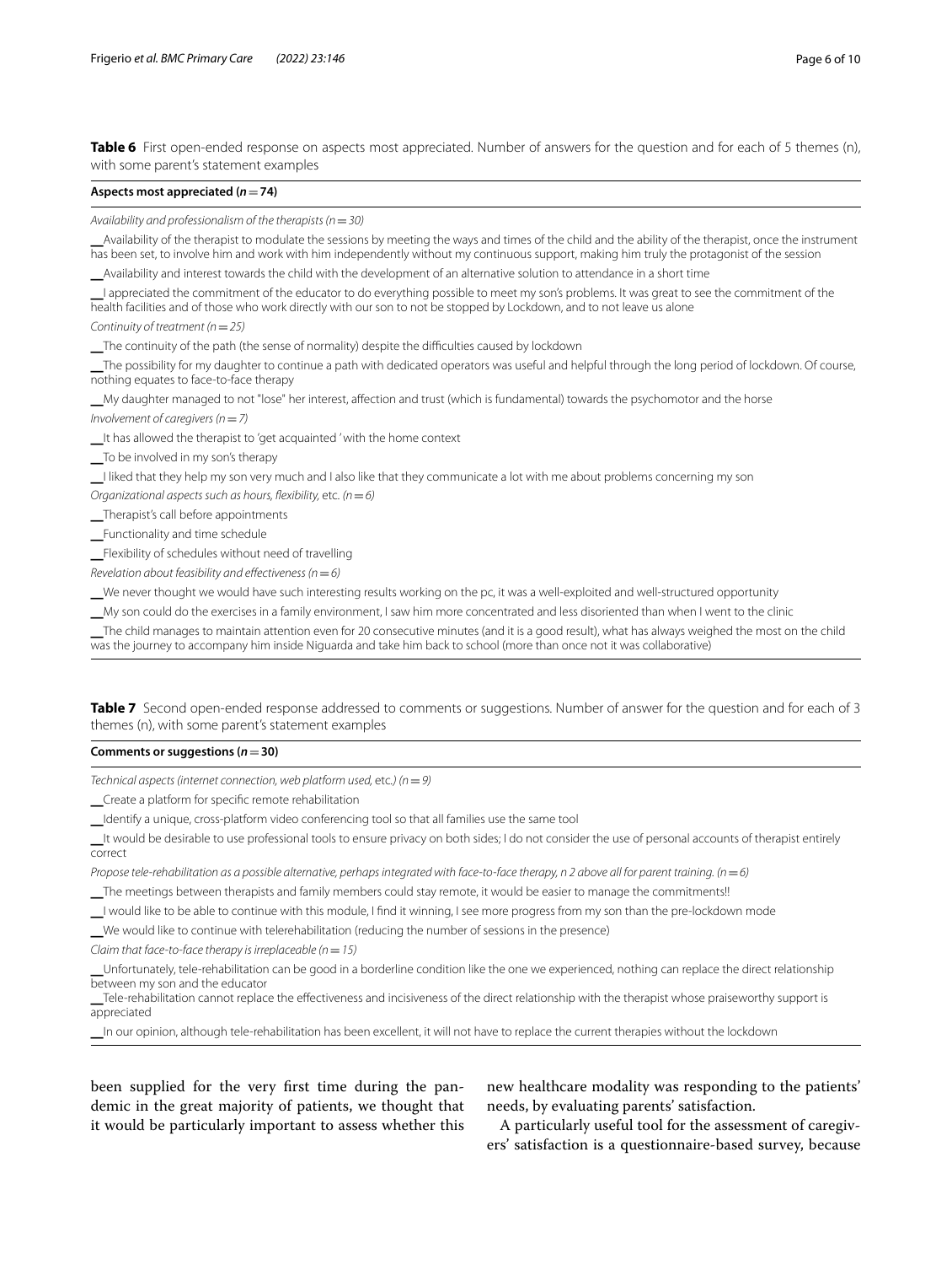**Table 6** First open-ended response on aspects most appreciated. Number of answers for the question and for each of 5 themes (n), with some parent's statement examples

| **Aspects most appreciated (*n* = 74)** |
|---|
| *Availability and professionalism of the therapists (n = 30)* |
| __Availability of the therapist to modulate the sessions by meeting the ways and times of the child and the ability of the therapist, once the instrument has been set, to involve him and work with him independently without my continuous support, making him truly the protagonist of the session |
| __Availability and interest towards the child with the development of an alternative solution to attendance in a short time |
| __I appreciated the commitment of the educator to do everything possible to meet my son's problems. It was great to see the commitment of the health facilities and of those who work directly with our son to not be stopped by Lockdown, and to not leave us alone |
| *Continuity of treatment (n = 25)* |
| __The continuity of the path (the sense of normality) despite the difficulties caused by lockdown |
| __The possibility for my daughter to continue a path with dedicated operators was useful and helpful through the long period of lockdown. Of course, nothing equates to face-to-face therapy |
| __My daughter managed to not "lose" her interest, affection and trust (which is fundamental) towards the psychomotor and the horse |
| *Involvement of caregivers (n = 7)* |
| __It has allowed the therapist to 'get acquainted ' with the home context |
| __To be involved in my son's therapy |
| __I liked that they help my son very much and I also like that they communicate a lot with me about problems concerning my son |
| *Organizational aspects such as hours, flexibility,* etc. *(n = 6)* |
| __Therapist's call before appointments |
| __Functionality and time schedule |
| __Flexibility of schedules without need of travelling |
| *Revelation about feasibility and effectiveness (n = 6)* |
| __We never thought we would have such interesting results working on the pc, it was a well-exploited and well-structured opportunity |
| __My son could do the exercises in a family environment, I saw him more concentrated and less disoriented than when I went to the clinic |
| __The child manages to maintain attention even for 20 consecutive minutes (and it is a good result), what has always weighed the most on the child was the journey to accompany him inside Niguarda and take him back to school (more than once not it was collaborative) |

**Table 7** Second open-ended response addressed to comments or suggestions. Number of answer for the question and for each of 3 themes (n), with some parent's statement examples

| **Comments or suggestions (*n* = 30)** |
|---|
| *Technical aspects (internet connection, web platform used,* etc.*) (n = 9)* |
| __Create a platform for specific remote rehabilitation |
| __Identify a unique, cross-platform video conferencing tool so that all families use the same tool |
| __It would be desirable to use professional tools to ensure privacy on both sides; I do not consider the use of personal accounts of therapist entirely correct |
| *Propose tele-rehabilitation as a possible alternative, perhaps integrated with face-to-face therapy, n 2 above all for parent training. (n = 6)* |
| __The meetings between therapists and family members could stay remote, it would be easier to manage the commitments!! |
| __I would like to be able to continue with this module, I find it winning, I see more progress from my son than the pre-lockdown mode |
| __We would like to continue with telerehabilitation (reducing the number of sessions in the presence) |
| *Claim that face-to-face therapy is irreplaceable (n = 15)* |
| __Unfortunately, tele-rehabilitation can be good in a borderline condition like the one we experienced, nothing can replace the direct relationship between my son and the educator |
| __Tele-rehabilitation cannot replace the effectiveness and incisiveness of the direct relationship with the therapist whose praiseworthy support is appreciated |
| __In our opinion, although tele-rehabilitation has been excellent, it will not have to replace the current therapies without the lockdown |

been supplied for the very first time during the pandemic in the great majority of patients, we thought that it would be particularly important to assess whether this new healthcare modality was responding to the patients' needs, by evaluating parents' satisfaction.

A particularly useful tool for the assessment of caregivers' satisfaction is a questionnaire-based survey, because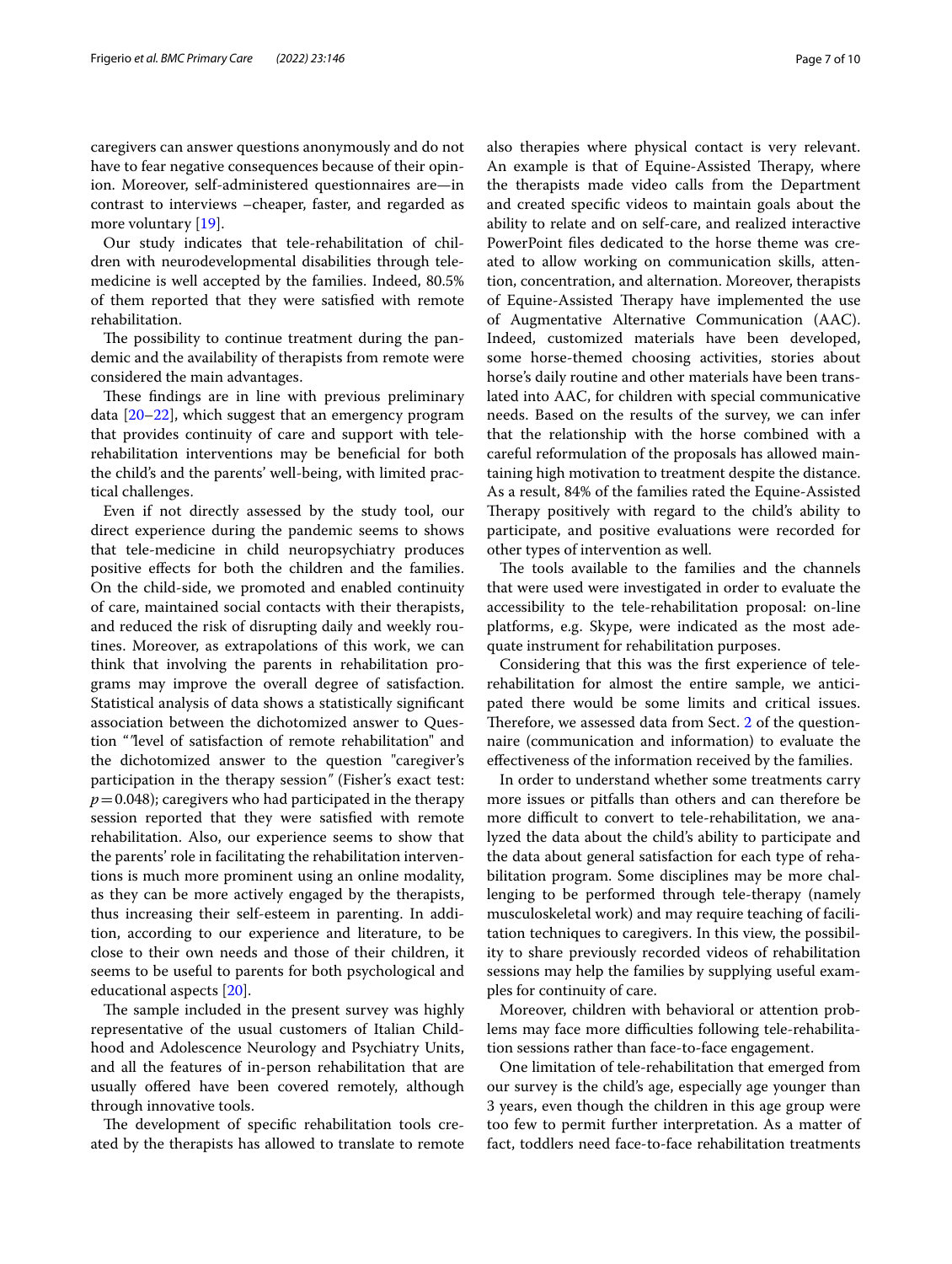caregivers can answer questions anonymously and do not have to fear negative consequences because of their opinion. Moreover, self-administered questionnaires are—in contrast to interviews –cheaper, faster, and regarded as more voluntary [19].

Our study indicates that tele-rehabilitation of children with neurodevelopmental disabilities through telemedicine is well accepted by the families. Indeed, 80.5% of them reported that they were satisfied with remote rehabilitation.

The possibility to continue treatment during the pandemic and the availability of therapists from remote were considered the main advantages.

These findings are in line with previous preliminary data [20–22], which suggest that an emergency program that provides continuity of care and support with tele-rehabilitation interventions may be beneficial for both the child's and the parents' well-being, with limited practical challenges.

Even if not directly assessed by the study tool, our direct experience during the pandemic seems to shows that tele-medicine in child neuropsychiatry produces positive effects for both the children and the families. On the child-side, we promoted and enabled continuity of care, maintained social contacts with their therapists, and reduced the risk of disrupting daily and weekly routines. Moreover, as extrapolations of this work, we can think that involving the parents in rehabilitation programs may improve the overall degree of satisfaction. Statistical analysis of data shows a statistically significant association between the dichotomized answer to Question "″level of satisfaction of remote rehabilitation" and the dichotomized answer to the question "caregiver's participation in the therapy session″ (Fisher's exact test: $p = 0.048$); caregivers who had participated in the therapy session reported that they were satisfied with remote rehabilitation. Also, our experience seems to show that the parents' role in facilitating the rehabilitation interventions is much more prominent using an online modality, as they can be more actively engaged by the therapists, thus increasing their self-esteem in parenting. In addition, according to our experience and literature, to be close to their own needs and those of their children, it seems to be useful to parents for both psychological and educational aspects [20].

The sample included in the present survey was highly representative of the usual customers of Italian Childhood and Adolescence Neurology and Psychiatry Units, and all the features of in-person rehabilitation that are usually offered have been covered remotely, although through innovative tools.

The development of specific rehabilitation tools created by the therapists has allowed to translate to remote also therapies where physical contact is very relevant. An example is that of Equine-Assisted Therapy, where the therapists made video calls from the Department and created specific videos to maintain goals about the ability to relate and on self-care, and realized interactive PowerPoint files dedicated to the horse theme was created to allow working on communication skills, attention, concentration, and alternation. Moreover, therapists of Equine-Assisted Therapy have implemented the use of Augmentative Alternative Communication (AAC). Indeed, customized materials have been developed, some horse-themed choosing activities, stories about horse's daily routine and other materials have been translated into AAC, for children with special communicative needs. Based on the results of the survey, we can infer that the relationship with the horse combined with a careful reformulation of the proposals has allowed maintaining high motivation to treatment despite the distance. As a result, 84% of the families rated the Equine-Assisted Therapy positively with regard to the child's ability to participate, and positive evaluations were recorded for other types of intervention as well.

The tools available to the families and the channels that were used were investigated in order to evaluate the accessibility to the tele-rehabilitation proposal: on-line platforms, e.g. Skype, were indicated as the most adequate instrument for rehabilitation purposes.

Considering that this was the first experience of tele-rehabilitation for almost the entire sample, we anticipated there would be some limits and critical issues. Therefore, we assessed data from Sect. 2 of the questionnaire (communication and information) to evaluate the effectiveness of the information received by the families.

In order to understand whether some treatments carry more issues or pitfalls than others and can therefore be more difficult to convert to tele-rehabilitation, we analyzed the data about the child's ability to participate and the data about general satisfaction for each type of rehabilitation program. Some disciplines may be more challenging to be performed through tele-therapy (namely musculoskeletal work) and may require teaching of facilitation techniques to caregivers. In this view, the possibility to share previously recorded videos of rehabilitation sessions may help the families by supplying useful examples for continuity of care.

Moreover, children with behavioral or attention problems may face more difficulties following tele-rehabilitation sessions rather than face-to-face engagement.

One limitation of tele-rehabilitation that emerged from our survey is the child's age, especially age younger than 3 years, even though the children in this age group were too few to permit further interpretation. As a matter of fact, toddlers need face-to-face rehabilitation treatments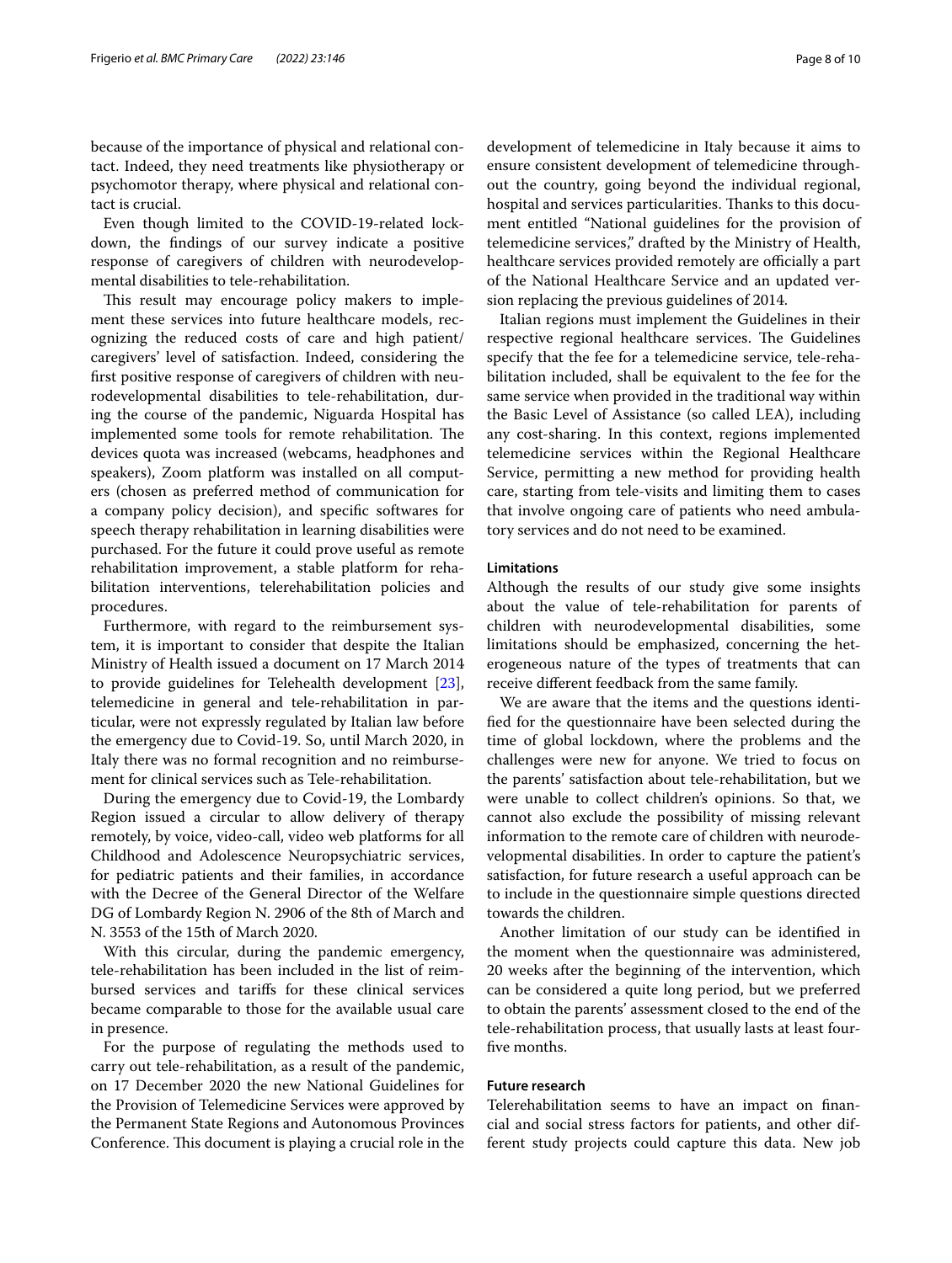because of the importance of physical and relational contact. Indeed, they need treatments like physiotherapy or psychomotor therapy, where physical and relational contact is crucial.

Even though limited to the COVID-19-related lockdown, the findings of our survey indicate a positive response of caregivers of children with neurodevelopmental disabilities to tele-rehabilitation.

This result may encourage policy makers to implement these services into future healthcare models, recognizing the reduced costs of care and high patient/caregivers' level of satisfaction. Indeed, considering the first positive response of caregivers of children with neurodevelopmental disabilities to tele-rehabilitation, during the course of the pandemic, Niguarda Hospital has implemented some tools for remote rehabilitation. The devices quota was increased (webcams, headphones and speakers), Zoom platform was installed on all computers (chosen as preferred method of communication for a company policy decision), and specific softwares for speech therapy rehabilitation in learning disabilities were purchased. For the future it could prove useful as remote rehabilitation improvement, a stable platform for rehabilitation interventions, telerehabilitation policies and procedures.

Furthermore, with regard to the reimbursement system, it is important to consider that despite the Italian Ministry of Health issued a document on 17 March 2014 to provide guidelines for Telehealth development [23], telemedicine in general and tele-rehabilitation in particular, were not expressly regulated by Italian law before the emergency due to Covid-19. So, until March 2020, in Italy there was no formal recognition and no reimbursement for clinical services such as Tele-rehabilitation.

During the emergency due to Covid-19, the Lombardy Region issued a circular to allow delivery of therapy remotely, by voice, video-call, video web platforms for all Childhood and Adolescence Neuropsychiatric services, for pediatric patients and their families, in accordance with the Decree of the General Director of the Welfare DG of Lombardy Region N. 2906 of the 8th of March and N. 3553 of the 15th of March 2020.

With this circular, during the pandemic emergency, tele-rehabilitation has been included in the list of reimbursed services and tariffs for these clinical services became comparable to those for the available usual care in presence.

For the purpose of regulating the methods used to carry out tele-rehabilitation, as a result of the pandemic, on 17 December 2020 the new National Guidelines for the Provision of Telemedicine Services were approved by the Permanent State Regions and Autonomous Provinces Conference. This document is playing a crucial role in the development of telemedicine in Italy because it aims to ensure consistent development of telemedicine throughout the country, going beyond the individual regional, hospital and services particularities. Thanks to this document entitled "National guidelines for the provision of telemedicine services," drafted by the Ministry of Health, healthcare services provided remotely are officially a part of the National Healthcare Service and an updated version replacing the previous guidelines of 2014.

Italian regions must implement the Guidelines in their respective regional healthcare services. The Guidelines specify that the fee for a telemedicine service, tele-rehabilitation included, shall be equivalent to the fee for the same service when provided in the traditional way within the Basic Level of Assistance (so called LEA), including any cost-sharing. In this context, regions implemented telemedicine services within the Regional Healthcare Service, permitting a new method for providing health care, starting from tele-visits and limiting them to cases that involve ongoing care of patients who need ambulatory services and do not need to be examined.

### Limitations

Although the results of our study give some insights about the value of tele-rehabilitation for parents of children with neurodevelopmental disabilities, some limitations should be emphasized, concerning the heterogeneous nature of the types of treatments that can receive different feedback from the same family.

We are aware that the items and the questions identified for the questionnaire have been selected during the time of global lockdown, where the problems and the challenges were new for anyone. We tried to focus on the parents' satisfaction about tele-rehabilitation, but we were unable to collect children's opinions. So that, we cannot also exclude the possibility of missing relevant information to the remote care of children with neurodevelopmental disabilities. In order to capture the patient's satisfaction, for future research a useful approach can be to include in the questionnaire simple questions directed towards the children.

Another limitation of our study can be identified in the moment when the questionnaire was administered, 20 weeks after the beginning of the intervention, which can be considered a quite long period, but we preferred to obtain the parents' assessment closed to the end of the tele-rehabilitation process, that usually lasts at least four-five months.

### Future research

Telerehabilitation seems to have an impact on financial and social stress factors for patients, and other different study projects could capture this data. New job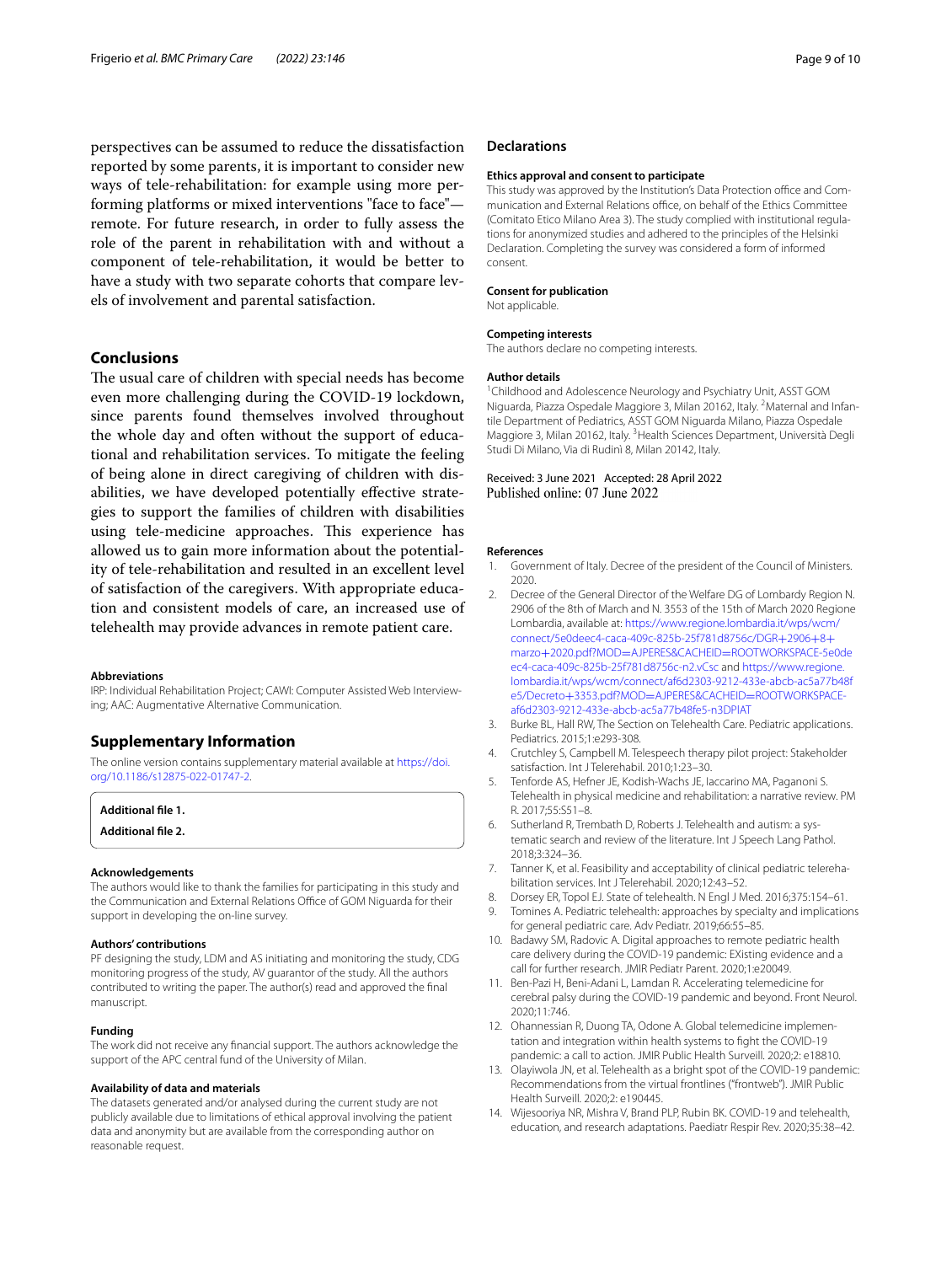perspectives can be assumed to reduce the dissatisfaction reported by some parents, it is important to consider new ways of tele-rehabilitation: for example using more performing platforms or mixed interventions "face to face"—remote. For future research, in order to fully assess the role of the parent in rehabilitation with and without a component of tele-rehabilitation, it would be better to have a study with two separate cohorts that compare levels of involvement and parental satisfaction.

## Conclusions

The usual care of children with special needs has become even more challenging during the COVID-19 lockdown, since parents found themselves involved throughout the whole day and often without the support of educational and rehabilitation services. To mitigate the feeling of being alone in direct caregiving of children with disabilities, we have developed potentially effective strategies to support the families of children with disabilities using tele-medicine approaches. This experience has allowed us to gain more information about the potentiality of tele-rehabilitation and resulted in an excellent level of satisfaction of the caregivers. With appropriate education and consistent models of care, an increased use of telehealth may provide advances in remote patient care.

#### Abbreviations

IRP: Individual Rehabilitation Project; CAWI: Computer Assisted Web Interviewing; AAC: Augmentative Alternative Communication.

## Supplementary Information

The online version contains supplementary material available at https://doi.org/10.1186/s12875-022-01747-2.

**Additional file 1.**

**Additional file 2.**

#### Acknowledgements

The authors would like to thank the families for participating in this study and the Communication and External Relations Office of GOM Niguarda for their support in developing the on-line survey.

#### Authors' contributions

PF designing the study, LDM and AS initiating and monitoring the study, CDG monitoring progress of the study, AV guarantor of the study. All the authors contributed to writing the paper. The author(s) read and approved the final manuscript.

#### Funding

The work did not receive any financial support. The authors acknowledge the support of the APC central fund of the University of Milan.

#### Availability of data and materials

The datasets generated and/or analysed during the current study are not publicly available due to limitations of ethical approval involving the patient data and anonymity but are available from the corresponding author on reasonable request.

## Declarations

#### Ethics approval and consent to participate

This study was approved by the Institution's Data Protection office and Communication and External Relations office, on behalf of the Ethics Committee (Comitato Etico Milano Area 3). The study complied with institutional regulations for anonymized studies and adhered to the principles of the Helsinki Declaration. Completing the survey was considered a form of informed consent.

#### Consent for publication

Not applicable.

#### Competing interests

The authors declare no competing interests.

#### Author details

[1]Childhood and Adolescence Neurology and Psychiatry Unit, ASST GOM Niguarda, Piazza Ospedale Maggiore 3, Milan 20162, Italy. [2]Maternal and Infantile Department of Pediatrics, ASST GOM Niguarda Milano, Piazza Ospedale Maggiore 3, Milan 20162, Italy. [3]Health Sciences Department, Università Degli Studi Di Milano, Via di Rudinì 8, Milan 20142, Italy.

Received: 3 June 2021 Accepted: 28 April 2022
Published online: 07 June 2022

#### References

1. Government of Italy. Decree of the president of the Council of Ministers. 2020.
2. Decree of the General Director of the Welfare DG of Lombardy Region N. 2906 of the 8th of March and N. 3553 of the 15th of March 2020 Regione Lombardia, available at: https://www.regione.lombardia.it/wps/wcm/connect/5e0deec4-caca-409c-825b-25f781d8756c/DGR+2906+8+marzo+2020.pdf?MOD=AJPERES&CACHEID=ROOTWORKSPACE-5e0deec4-caca-409c-825b-25f781d8756c-n2.vCsc and https://www.regione.lombardia.it/wps/wcm/connect/af6d2303-9212-433e-abcb-ac5a77b48fe5/Decreto+3353.pdf?MOD=AJPERES&CACHEID=ROOTWORKSPACE-af6d2303-9212-433e-abcb-ac5a77b48fe5-n3DPIAT
3. Burke BL, Hall RW, The Section on Telehealth Care. Pediatric applications. Pediatrics. 2015;1:e293-308.
4. Crutchley S, Campbell M. Telespeech therapy pilot project: Stakeholder satisfaction. Int J Telerehabil. 2010;1:23–30.
5. Tenforde AS, Hefner JE, Kodish-Wachs JE, Iaccarino MA, Paganoni S. Telehealth in physical medicine and rehabilitation: a narrative review. PM R. 2017;55:S51–8.
6. Sutherland R, Trembath D, Roberts J. Telehealth and autism: a systematic search and review of the literature. Int J Speech Lang Pathol. 2018;3:324–36.
7. Tanner K, et al. Feasibility and acceptability of clinical pediatric telerehabilitation services. Int J Telerehabil. 2020;12:43–52.
8. Dorsey ER, Topol EJ. State of telehealth. N Engl J Med. 2016;375:154–61.
9. Tomines A. Pediatric telehealth: approaches by specialty and implications for general pediatric care. Adv Pediatr. 2019;66:55–85.
10. Badawy SM, Radovic A. Digital approaches to remote pediatric health care delivery during the COVID-19 pandemic: EXisting evidence and a call for further research. JMIR Pediatr Parent. 2020;1:e20049.
11. Ben-Pazi H, Beni-Adani L, Lamdan R. Accelerating telemedicine for cerebral palsy during the COVID-19 pandemic and beyond. Front Neurol. 2020;11:746.
12. Ohannessian R, Duong TA, Odone A. Global telemedicine implementation and integration within health systems to fight the COVID-19 pandemic: a call to action. JMIR Public Health Surveill. 2020;2: e18810.
13. Olayiwola JN, et al. Telehealth as a bright spot of the COVID-19 pandemic: Recommendations from the virtual frontlines ("frontweb"). JMIR Public Health Surveill. 2020;2: e190445.
14. Wijesooriya NR, Mishra V, Brand PLP, Rubin BK. COVID-19 and telehealth, education, and research adaptations. Paediatr Respir Rev. 2020;35:38–42.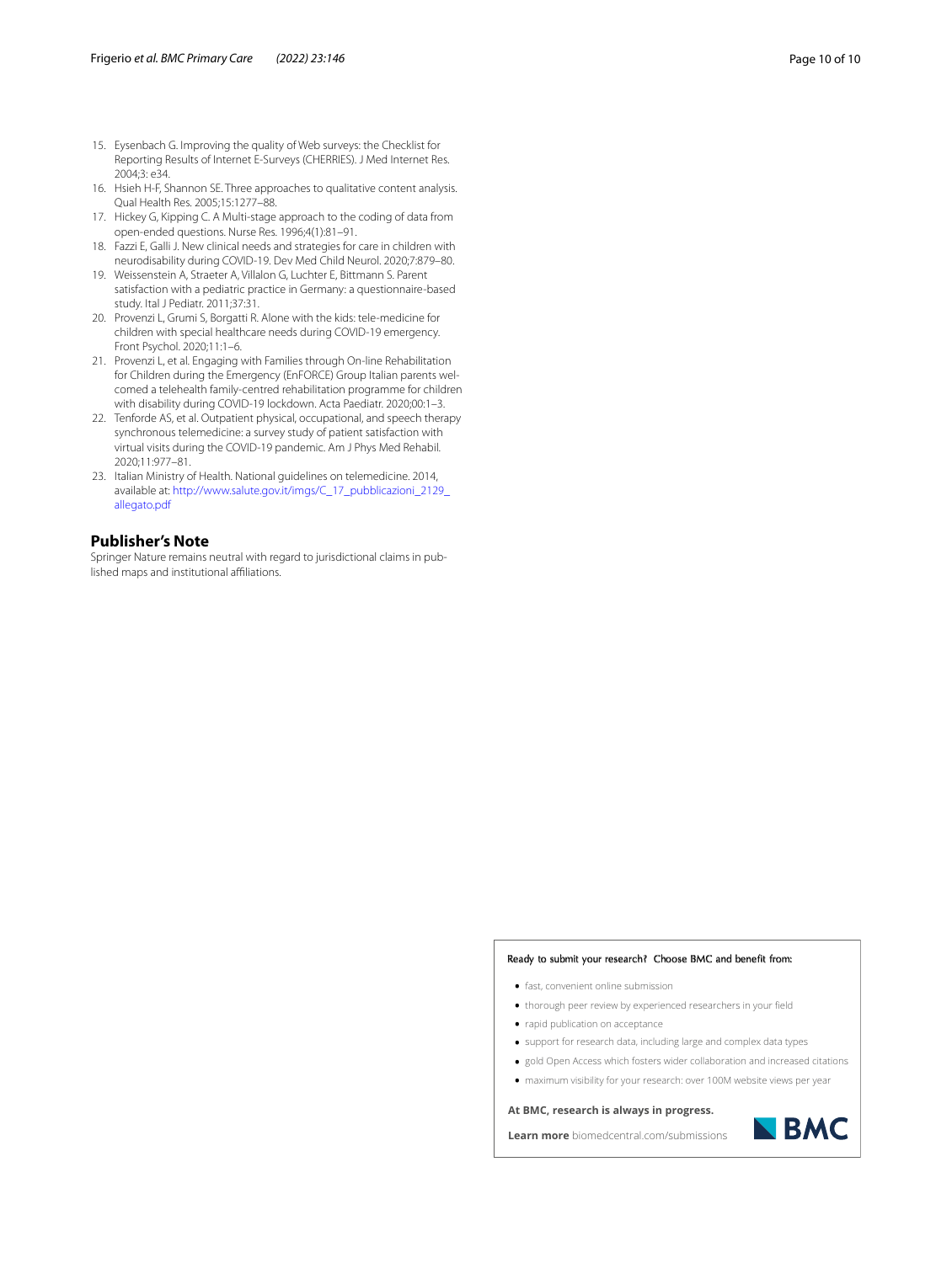15. Eysenbach G. Improving the quality of Web surveys: the Checklist for Reporting Results of Internet E-Surveys (CHERRIES). J Med Internet Res. 2004;3: e34.
16. Hsieh H-F, Shannon SE. Three approaches to qualitative content analysis. Qual Health Res. 2005;15:1277–88.
17. Hickey G, Kipping C. A Multi-stage approach to the coding of data from open-ended questions. Nurse Res. 1996;4(1):81–91.
18. Fazzi E, Galli J. New clinical needs and strategies for care in children with neurodisability during COVID-19. Dev Med Child Neurol. 2020;7:879–80.
19. Weissenstein A, Straeter A, Villalon G, Luchter E, Bittmann S. Parent satisfaction with a pediatric practice in Germany: a questionnaire-based study. Ital J Pediatr. 2011;37:31.
20. Provenzi L, Grumi S, Borgatti R. Alone with the kids: tele-medicine for children with special healthcare needs during COVID-19 emergency. Front Psychol. 2020;11:1–6.
21. Provenzi L, et al. Engaging with Families through On-line Rehabilitation for Children during the Emergency (EnFORCE) Group Italian parents welcomed a telehealth family-centred rehabilitation programme for children with disability during COVID-19 lockdown. Acta Paediatr. 2020;00:1–3.
22. Tenforde AS, et al. Outpatient physical, occupational, and speech therapy synchronous telemedicine: a survey study of patient satisfaction with virtual visits during the COVID-19 pandemic. Am J Phys Med Rehabil. 2020;11:977–81.
23. Italian Ministry of Health. National guidelines on telemedicine. 2014, available at: http://www.salute.gov.it/imgs/C_17_pubblicazioni_2129_allegato.pdf

## Publisher's Note

Springer Nature remains neutral with regard to jurisdictional claims in published maps and institutional affiliations.

Ready to submit your research? Choose BMC and benefit from:

- fast, convenient online submission
- thorough peer review by experienced researchers in your field
- rapid publication on acceptance
- support for research data, including large and complex data types
- gold Open Access which fosters wider collaboration and increased citations
- maximum visibility for your research: over 100M website views per year

**At BMC, research is always in progress.**

**Learn more** biomedcentral.com/submissions

BMC